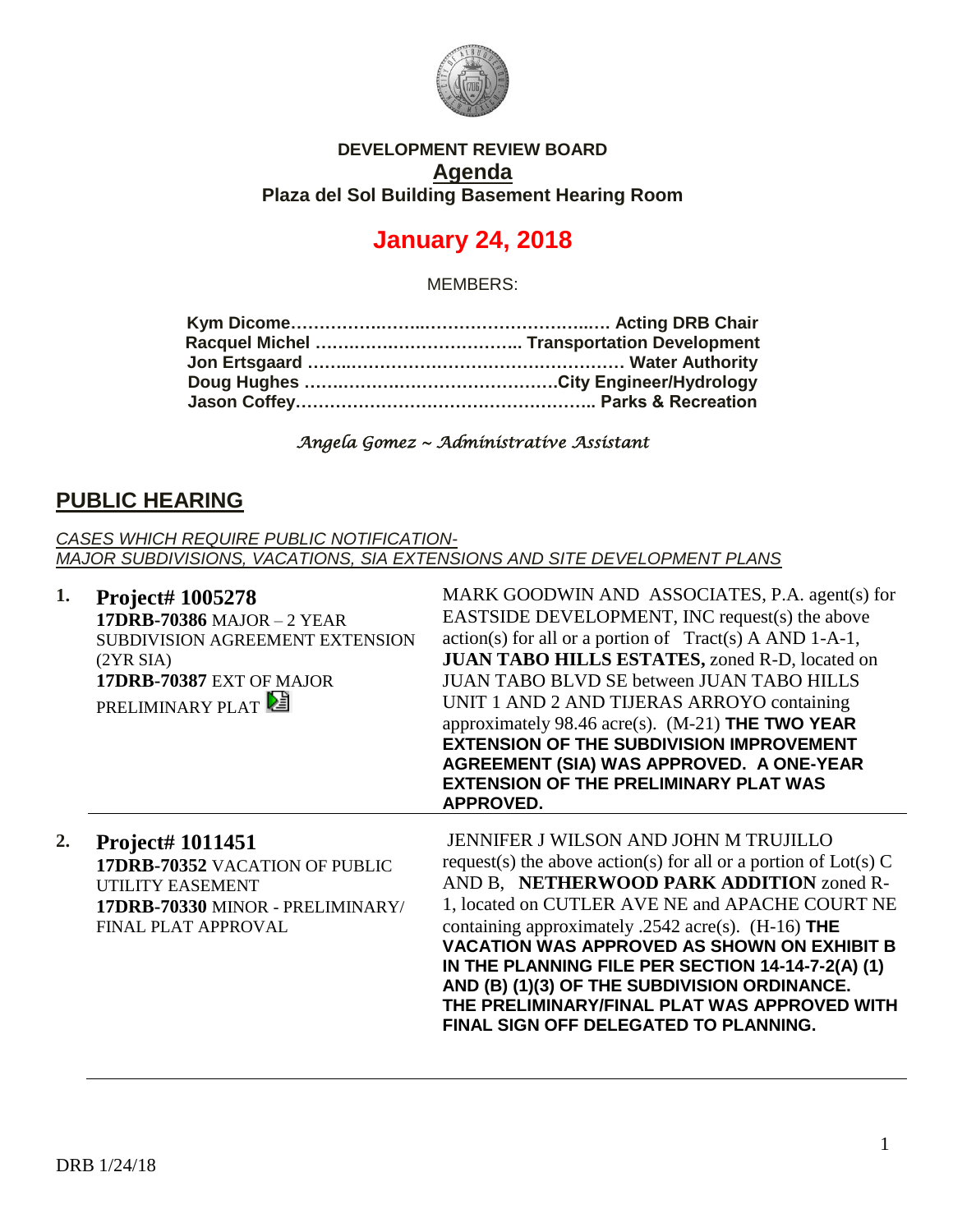**DEVELOPMENT REVIEW BOARD**

**Agenda**

**Plaza del Sol Building Basement Hearing Room**

# January 24, 2018

MEMBERS:

**Kym Dicome……………………………………………… Acting DRB Chair**
**Racquel Michel ……………………………….. Transportation Development**
**Jon Ertsgaard ……………………………………………… Water Authority**
**Doug Hughes ………………………………………City Engineer/Hydrology**
**Jason Coffey……………………………………………….. Parks & Recreation**

*Angela Gomez ~ Administrative Assistant*

## PUBLIC HEARING

*CASES WHICH REQUIRE PUBLIC NOTIFICATION-*
*MAJOR SUBDIVISIONS, VACATIONS, SIA EXTENSIONS AND SITE DEVELOPMENT PLANS*

| # | Project | Description |
|---|---|---|
| 1. | **Project# 1005278**<br>**17DRB-70386** MAJOR – 2 YEAR SUBDIVISION AGREEMENT EXTENSION (2YR SIA)<br>**17DRB-70387** EXT OF MAJOR PRELIMINARY PLAT | MARK GOODWIN AND ASSOCIATES, P.A. agent(s) for EASTSIDE DEVELOPMENT, INC request(s) the above action(s) for all or a portion of Tract(s) A AND 1-A-1, **JUAN TABO HILLS ESTATES,** zoned R-D, located on JUAN TABO BLVD SE between JUAN TABO HILLS UNIT 1 AND 2 AND TIJERAS ARROYO containing approximately 98.46 acre(s). (M-21) **THE TWO YEAR EXTENSION OF THE SUBDIVISION IMPROVEMENT AGREEMENT (SIA) WAS APPROVED. A ONE-YEAR EXTENSION OF THE PRELIMINARY PLAT WAS APPROVED.** |
| 2. | **Project# 1011451**<br>**17DRB-70352** VACATION OF PUBLIC UTILITY EASEMENT<br>**17DRB-70330** MINOR - PRELIMINARY/ FINAL PLAT APPROVAL | JENNIFER J WILSON AND JOHN M TRUJILLO request(s) the above action(s) for all or a portion of Lot(s) C AND B, **NETHERWOOD PARK ADDITION** zoned R-1, located on CUTLER AVE NE and APACHE COURT NE containing approximately .2542 acre(s). (H-16) **THE VACATION WAS APPROVED AS SHOWN ON EXHIBIT B IN THE PLANNING FILE PER SECTION 14-14-7-2(A) (1) AND (B) (1)(3) OF THE SUBDIVISION ORDINANCE. THE PRELIMINARY/FINAL PLAT WAS APPROVED WITH FINAL SIGN OFF DELEGATED TO PLANNING.** |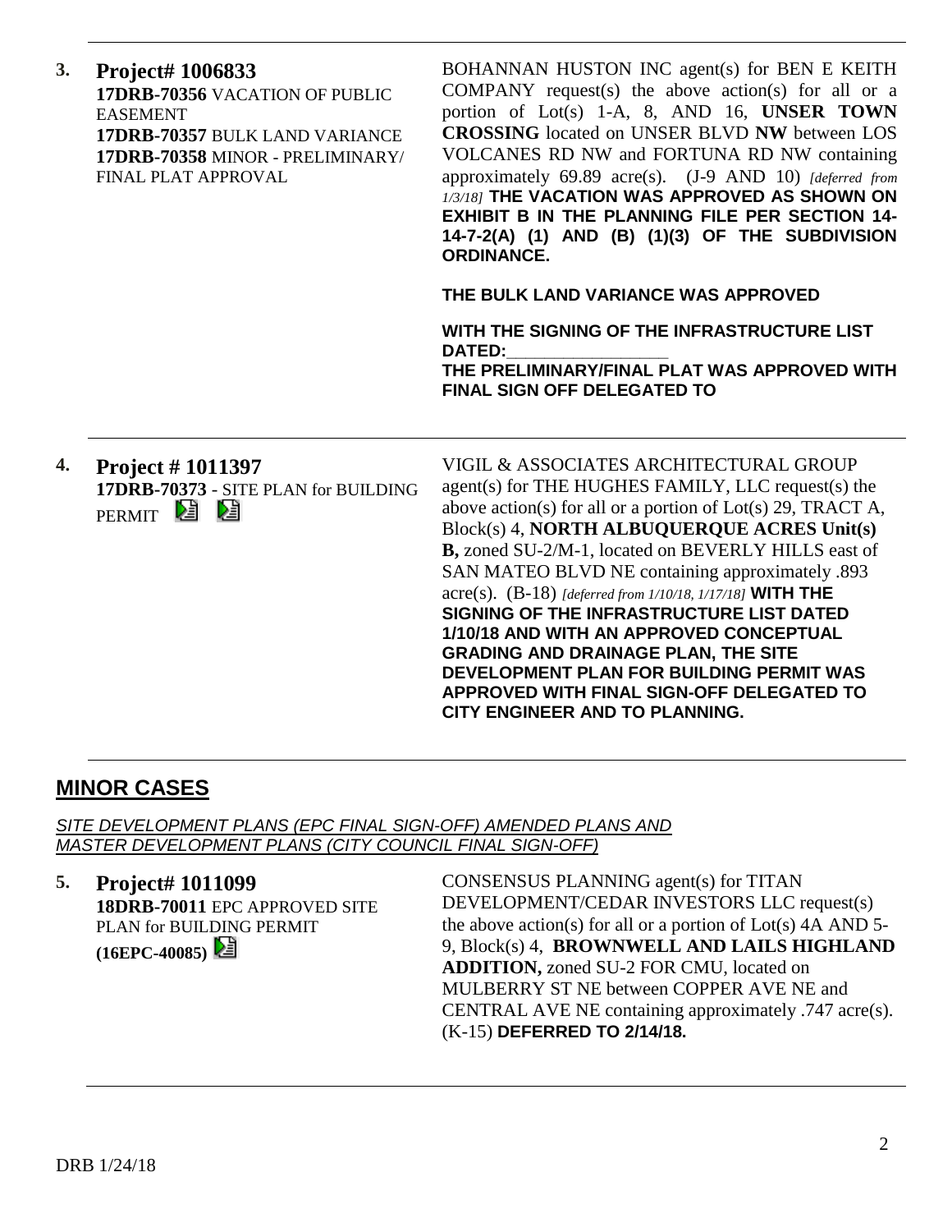**3. Project# 1006833**
**17DRB-70356** VACATION OF PUBLIC EASEMENT
**17DRB-70357** BULK LAND VARIANCE
**17DRB-70358** MINOR - PRELIMINARY/ FINAL PLAT APPROVAL

BOHANNAN HUSTON INC agent(s) for BEN E KEITH COMPANY request(s) the above action(s) for all or a portion of Lot(s) 1-A, 8, AND 16, **UNSER TOWN CROSSING** located on UNSER BLVD **NW** between LOS VOLCANES RD NW and FORTUNA RD NW containing approximately 69.89 acre(s). (J-9 AND 10) *[deferred from 1/3/18]* **THE VACATION WAS APPROVED AS SHOWN ON EXHIBIT B IN THE PLANNING FILE PER SECTION 14-14-7-2(A) (1) AND (B) (1)(3) OF THE SUBDIVISION ORDINANCE.**

**THE BULK LAND VARIANCE WAS APPROVED**

**WITH THE SIGNING OF THE INFRASTRUCTURE LIST DATED:\_\_\_\_\_\_\_\_\_\_\_\_\_\_\_\_\_\_**
**THE PRELIMINARY/FINAL PLAT WAS APPROVED WITH FINAL SIGN OFF DELEGATED TO**

---

**4. Project # 1011397**
**17DRB-70373** - SITE PLAN for BUILDING PERMIT

VIGIL & ASSOCIATES ARCHITECTURAL GROUP agent(s) for THE HUGHES FAMILY, LLC request(s) the above action(s) for all or a portion of Lot(s) 29, TRACT A, Block(s) 4, **NORTH ALBUQUERQUE ACRES Unit(s) B,** zoned SU-2/M-1, located on BEVERLY HILLS east of SAN MATEO BLVD NE containing approximately .893 acre(s). (B-18) *[deferred from 1/10/18, 1/17/18]* **WITH THE SIGNING OF THE INFRASTRUCTURE LIST DATED 1/10/18 AND WITH AN APPROVED CONCEPTUAL GRADING AND DRAINAGE PLAN, THE SITE DEVELOPMENT PLAN FOR BUILDING PERMIT WAS APPROVED WITH FINAL SIGN-OFF DELEGATED TO CITY ENGINEER AND TO PLANNING.**

---

## MINOR CASES

*SITE DEVELOPMENT PLANS (EPC FINAL SIGN-OFF) AMENDED PLANS AND MASTER DEVELOPMENT PLANS (CITY COUNCIL FINAL SIGN-OFF)*

**5. Project# 1011099**
**18DRB-70011** EPC APPROVED SITE PLAN for BUILDING PERMIT **(16EPC-40085)**

CONSENSUS PLANNING agent(s) for TITAN DEVELOPMENT/CEDAR INVESTORS LLC request(s) the above action(s) for all or a portion of Lot(s) 4A AND 5-9, Block(s) 4, **BROWNWELL AND LAILS HIGHLAND ADDITION,** zoned SU-2 FOR CMU, located on MULBERRY ST NE between COPPER AVE NE and CENTRAL AVE NE containing approximately .747 acre(s). (K-15) **DEFERRED TO 2/14/18.**

---

DRB 1/24/18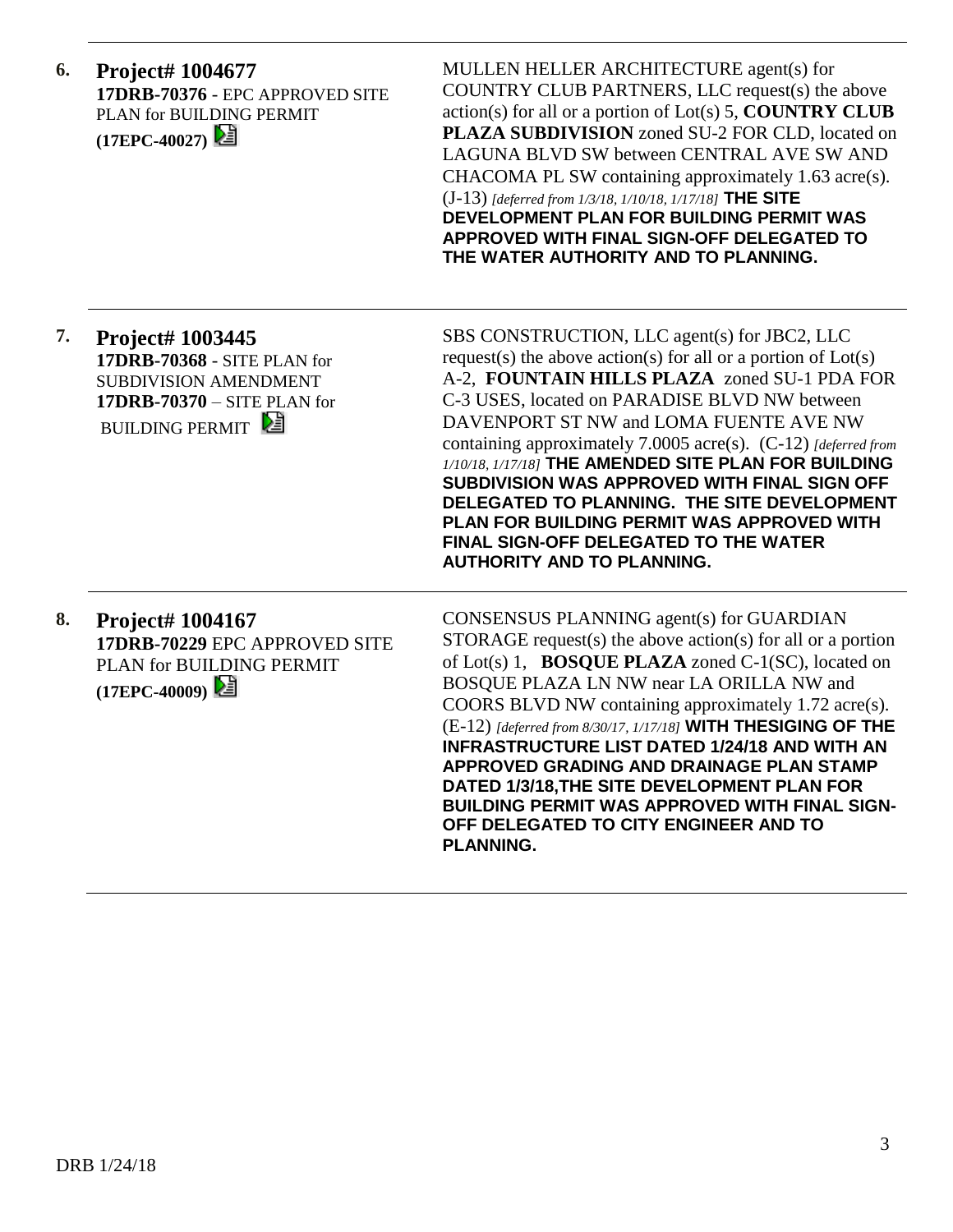6. **Project# 1004677**
**17DRB-70376** - EPC APPROVED SITE PLAN for BUILDING PERMIT **(17EPC-40027)**

MULLEN HELLER ARCHITECTURE agent(s) for COUNTRY CLUB PARTNERS, LLC request(s) the above action(s) for all or a portion of Lot(s) 5, **COUNTRY CLUB PLAZA SUBDIVISION** zoned SU-2 FOR CLD, located on LAGUNA BLVD SW between CENTRAL AVE SW AND CHACOMA PL SW containing approximately 1.63 acre(s). (J-13) *[deferred from 1/3/18, 1/10/18, 1/17/18]* **THE SITE DEVELOPMENT PLAN FOR BUILDING PERMIT WAS APPROVED WITH FINAL SIGN-OFF DELEGATED TO THE WATER AUTHORITY AND TO PLANNING.**

---

7. **Project# 1003445**
**17DRB-70368** - SITE PLAN for SUBDIVISION AMENDMENT
**17DRB-70370** – SITE PLAN for BUILDING PERMIT

SBS CONSTRUCTION, LLC agent(s) for JBC2, LLC request(s) the above action(s) for all or a portion of Lot(s) A-2, **FOUNTAIN HILLS PLAZA** zoned SU-1 PDA FOR C-3 USES, located on PARADISE BLVD NW between DAVENPORT ST NW and LOMA FUENTE AVE NW containing approximately 7.0005 acre(s). (C-12) *[deferred from 1/10/18, 1/17/18]* **THE AMENDED SITE PLAN FOR BUILDING SUBDIVISION WAS APPROVED WITH FINAL SIGN OFF DELEGATED TO PLANNING. THE SITE DEVELOPMENT PLAN FOR BUILDING PERMIT WAS APPROVED WITH FINAL SIGN-OFF DELEGATED TO THE WATER AUTHORITY AND TO PLANNING.**

---

8. **Project# 1004167**
**17DRB-70229** EPC APPROVED SITE PLAN for BUILDING PERMIT **(17EPC-40009)**

CONSENSUS PLANNING agent(s) for GUARDIAN STORAGE request(s) the above action(s) for all or a portion of Lot(s) 1, **BOSQUE PLAZA** zoned C-1(SC), located on BOSQUE PLAZA LN NW near LA ORILLA NW and COORS BLVD NW containing approximately 1.72 acre(s). (E-12) *[deferred from 8/30/17, 1/17/18]* **WITH THESIGING OF THE INFRASTRUCTURE LIST DATED 1/24/18 AND WITH AN APPROVED GRADING AND DRAINAGE PLAN STAMP DATED 1/3/18,THE SITE DEVELOPMENT PLAN FOR BUILDING PERMIT WAS APPROVED WITH FINAL SIGN-OFF DELEGATED TO CITY ENGINEER AND TO PLANNING.**

---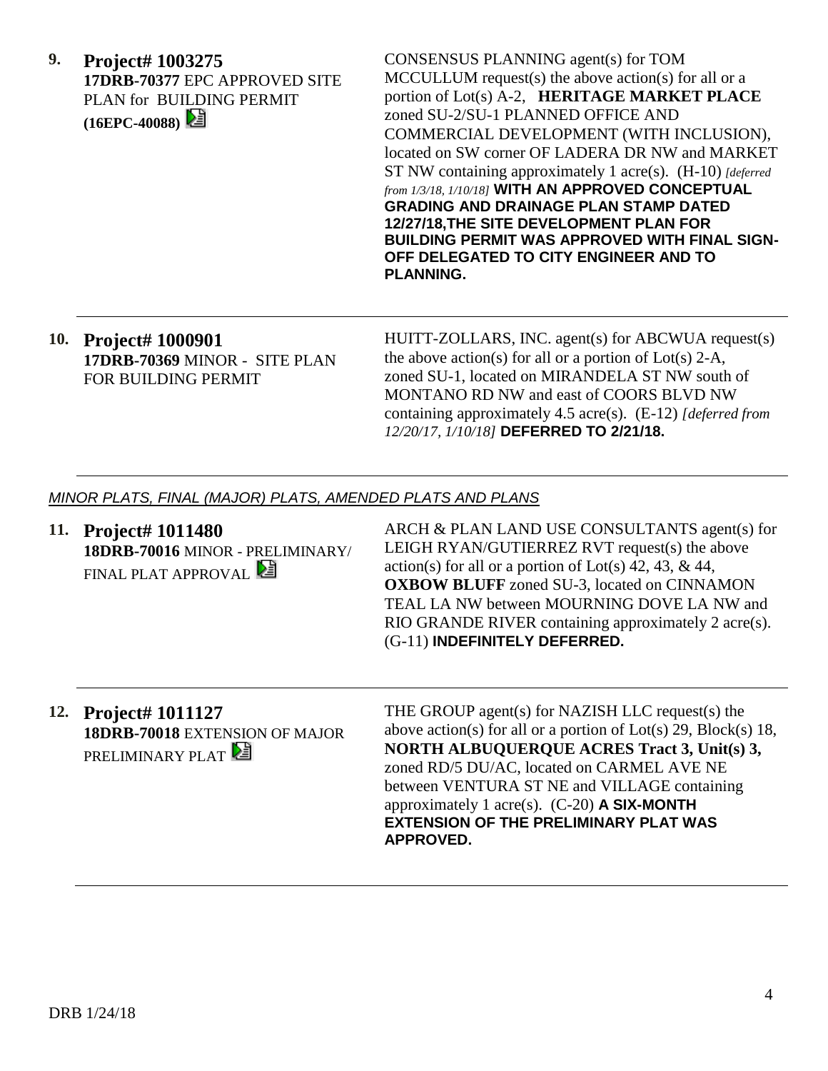**9. Project# 1003275**
**17DRB-70377** EPC APPROVED SITE PLAN for BUILDING PERMIT **(16EPC-40088)**

CONSENSUS PLANNING agent(s) for TOM MCCULLUM request(s) the above action(s) for all or a portion of Lot(s) A-2, **HERITAGE MARKET PLACE** zoned SU-2/SU-1 PLANNED OFFICE AND COMMERCIAL DEVELOPMENT (WITH INCLUSION), located on SW corner OF LADERA DR NW and MARKET ST NW containing approximately 1 acre(s). (H-10) *[deferred from 1/3/18, 1/10/18]* **WITH AN APPROVED CONCEPTUAL GRADING AND DRAINAGE PLAN STAMP DATED 12/27/18,THE SITE DEVELOPMENT PLAN FOR BUILDING PERMIT WAS APPROVED WITH FINAL SIGN-OFF DELEGATED TO CITY ENGINEER AND TO PLANNING.**

---

**10. Project# 1000901**
**17DRB-70369** MINOR - SITE PLAN FOR BUILDING PERMIT

HUITT-ZOLLARS, INC. agent(s) for ABCWUA request(s) the above action(s) for all or a portion of Lot(s) 2-A, zoned SU-1, located on MIRANDELA ST NW south of MONTANO RD NW and east of COORS BLVD NW containing approximately 4.5 acre(s). (E-12) *[deferred from 12/20/17, 1/10/18]* **DEFERRED TO 2/21/18.**

---

*MINOR PLATS, FINAL (MAJOR) PLATS, AMENDED PLATS AND PLANS*

**11. Project# 1011480**
**18DRB-70016** MINOR - PRELIMINARY/ FINAL PLAT APPROVAL

ARCH & PLAN LAND USE CONSULTANTS agent(s) for LEIGH RYAN/GUTIERREZ RVT request(s) the above action(s) for all or a portion of Lot(s) 42, 43, & 44, **OXBOW BLUFF** zoned SU-3, located on CINNAMON TEAL LA NW between MOURNING DOVE LA NW and RIO GRANDE RIVER containing approximately 2 acre(s). (G-11) **INDEFINITELY DEFERRED.**

---

**12. Project# 1011127**
**18DRB-70018** EXTENSION OF MAJOR PRELIMINARY PLAT

THE GROUP agent(s) for NAZISH LLC request(s) the above action(s) for all or a portion of Lot(s) 29, Block(s) 18, **NORTH ALBUQUERQUE ACRES Tract 3, Unit(s) 3,** zoned RD/5 DU/AC, located on CARMEL AVE NE between VENTURA ST NE and VILLAGE containing approximately 1 acre(s). (C-20) **A SIX-MONTH EXTENSION OF THE PRELIMINARY PLAT WAS APPROVED.**

---

DRB 1/24/18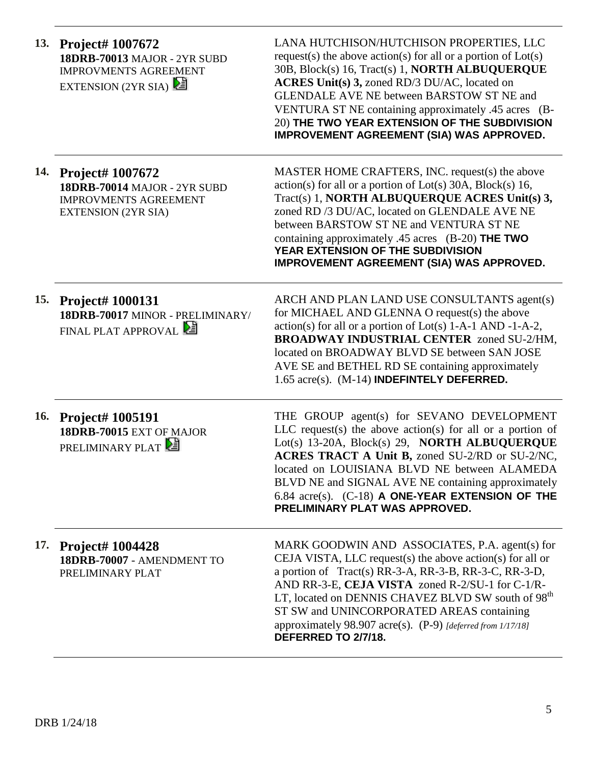| | | |
|---|---|---|
| **13.** | **Project# 1007672**<br>**18DRB-70013** MAJOR - 2YR SUBD IMPROVMENTS AGREEMENT EXTENSION (2YR SIA) | LANA HUTCHISON/HUTCHISON PROPERTIES, LLC request(s) the above action(s) for all or a portion of Lot(s) 30B, Block(s) 16, Tract(s) 1, **NORTH ALBUQUERQUE ACRES Unit(s) 3,** zoned RD/3 DU/AC, located on GLENDALE AVE NE between BARSTOW ST NE and VENTURA ST NE containing approximately .45 acres (B-20) **THE TWO YEAR EXTENSION OF THE SUBDIVISION IMPROVEMENT AGREEMENT (SIA) WAS APPROVED.** |
| **14.** | **Project# 1007672**<br>**18DRB-70014** MAJOR - 2YR SUBD IMPROVMENTS AGREEMENT EXTENSION (2YR SIA) | MASTER HOME CRAFTERS, INC. request(s) the above action(s) for all or a portion of Lot(s) 30A, Block(s) 16, Tract(s) 1, **NORTH ALBUQUERQUE ACRES Unit(s) 3,** zoned RD /3 DU/AC, located on GLENDALE AVE NE between BARSTOW ST NE and VENTURA ST NE containing approximately .45 acres (B-20) **THE TWO YEAR EXTENSION OF THE SUBDIVISION IMPROVEMENT AGREEMENT (SIA) WAS APPROVED.** |
| **15.** | **Project# 1000131**<br>**18DRB-70017** MINOR - PRELIMINARY/ FINAL PLAT APPROVAL | ARCH AND PLAN LAND USE CONSULTANTS agent(s) for MICHAEL AND GLENNA O request(s) the above action(s) for all or a portion of Lot(s) 1-A-1 AND -1-A-2, **BROADWAY INDUSTRIAL CENTER** zoned SU-2/HM, located on BROADWAY BLVD SE between SAN JOSE AVE SE and BETHEL RD SE containing approximately 1.65 acre(s). (M-14) **INDEFINTELY DEFERRED.** |
| **16.** | **Project# 1005191**<br>**18DRB-70015** EXT OF MAJOR PRELIMINARY PLAT | THE GROUP agent(s) for SEVANO DEVELOPMENT LLC request(s) the above action(s) for all or a portion of Lot(s) 13-20A, Block(s) 29, **NORTH ALBUQUERQUE ACRES TRACT A Unit B,** zoned SU-2/RD or SU-2/NC, located on LOUISIANA BLVD NE between ALAMEDA BLVD NE and SIGNAL AVE NE containing approximately 6.84 acre(s). (C-18) **A ONE-YEAR EXTENSION OF THE PRELIMINARY PLAT WAS APPROVED.** |
| **17.** | **Project# 1004428**<br>**18DRB-70007** - AMENDMENT TO PRELIMINARY PLAT | MARK GOODWIN AND ASSOCIATES, P.A. agent(s) for CEJA VISTA, LLC request(s) the above action(s) for all or a portion of Tract(s) RR-3-A, RR-3-B, RR-3-C, RR-3-D, AND RR-3-E, **CEJA VISTA** zoned R-2/SU-1 for C-1/R-LT, located on DENNIS CHAVEZ BLVD SW south of 98th ST SW and UNINCORPORATED AREAS containing approximately 98.907 acre(s). (P-9) *[deferred from 1/17/18]* **DEFERRED TO 2/7/18.** |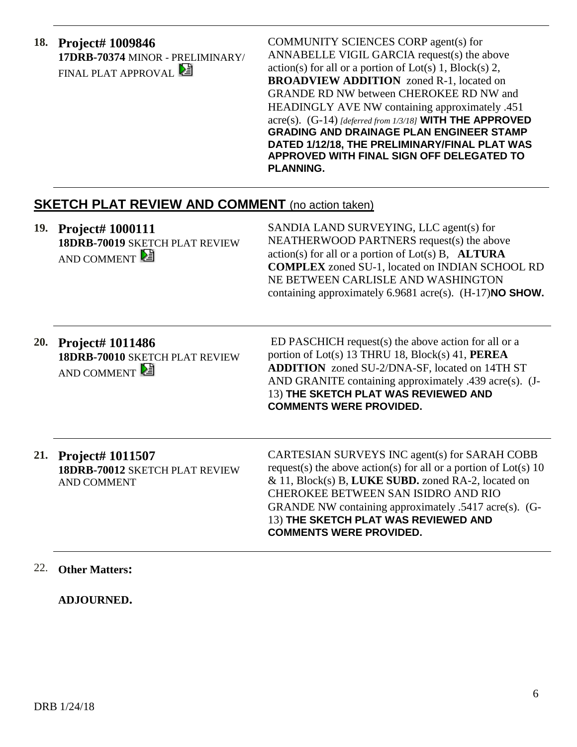**18. Project# 1009846**
**17DRB-70374** MINOR - PRELIMINARY/ FINAL PLAT APPROVAL

COMMUNITY SCIENCES CORP agent(s) for ANNABELLE VIGIL GARCIA request(s) the above action(s) for all or a portion of Lot(s) 1, Block(s) 2, **BROADVIEW ADDITION** zoned R-1, located on GRANDE RD NW between CHEROKEE RD NW and HEADINGLY AVE NW containing approximately .451 acre(s). (G-14) *[deferred from 1/3/18]* **WITH THE APPROVED GRADING AND DRAINAGE PLAN ENGINEER STAMP DATED 1/12/18, THE PRELIMINARY/FINAL PLAT WAS APPROVED WITH FINAL SIGN OFF DELEGATED TO PLANNING.**

## SKETCH PLAT REVIEW AND COMMENT (no action taken)

**19. Project# 1000111**
**18DRB-70019** SKETCH PLAT REVIEW AND COMMENT

SANDIA LAND SURVEYING, LLC agent(s) for NEATHERWOOD PARTNERS request(s) the above action(s) for all or a portion of Lot(s) B, **ALTURA COMPLEX** zoned SU-1, located on INDIAN SCHOOL RD NE BETWEEN CARLISLE AND WASHINGTON containing approximately 6.9681 acre(s). (H-17)**NO SHOW.**

**20. Project# 1011486**
**18DRB-70010** SKETCH PLAT REVIEW AND COMMENT

ED PASCHICH request(s) the above action for all or a portion of Lot(s) 13 THRU 18, Block(s) 41, **PEREA ADDITION** zoned SU-2/DNA-SF, located on 14TH ST AND GRANITE containing approximately .439 acre(s). (J-13) **THE SKETCH PLAT WAS REVIEWED AND COMMENTS WERE PROVIDED.**

**21. Project# 1011507**
**18DRB-70012** SKETCH PLAT REVIEW AND COMMENT

CARTESIAN SURVEYS INC agent(s) for SARAH COBB request(s) the above action(s) for all or a portion of Lot(s) 10 & 11, Block(s) B, **LUKE SUBD.** zoned RA-2, located on CHEROKEE BETWEEN SAN ISIDRO AND RIO GRANDE NW containing approximately .5417 acre(s). (G-13) **THE SKETCH PLAT WAS REVIEWED AND COMMENTS WERE PROVIDED.**

22. **Other Matters:**

**ADJOURNED.**

DRB 1/24/18